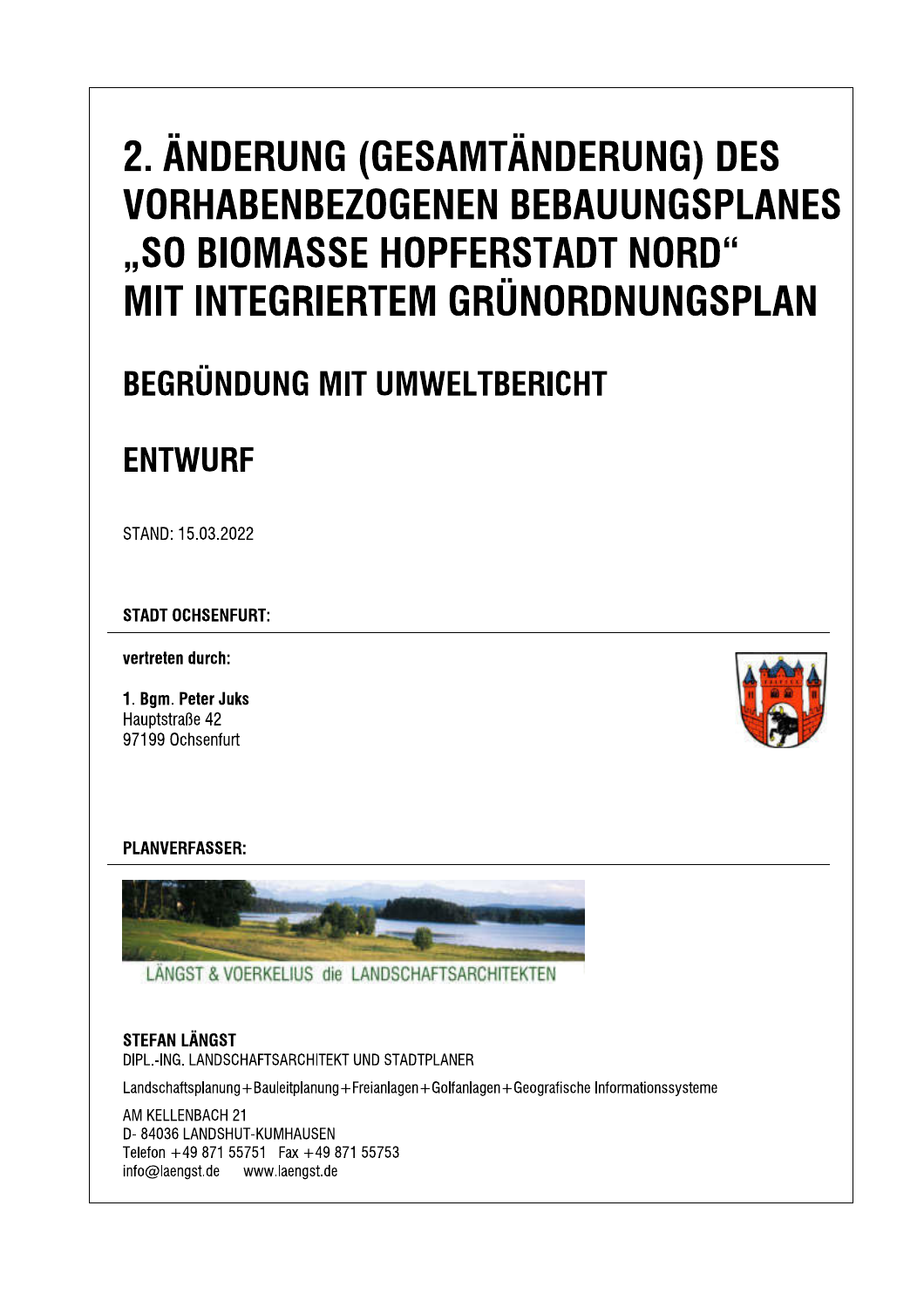# 2. ÄNDERUNG (GESAMTÄNDERUNG) DES VORHABENBEZOGENEN BEBAUUNGSPLANES „SO BIOMASSE HOPFERSTADT NORD" MIT INTEGRIERTEM GRÜNORDNUNGSPLAN

## BEGRÜNDUNG MIT UMWELTBERICHT

## ENTWURF

STAND: 15.03.2022

**STADT OCHSENFURT:**

**vertreten durch:**

**1. Bgm. Peter Juks**
Hauptstraße 42
97199 Ochsenfurt

**PLANVERFASSER:**

LÄNGST & VOERKELIUS die LANDSCHAFTSARCHITEKTEN

**STEFAN LÄNGST**
DIPL.-ING. LANDSCHAFTSARCHITEKT UND STADTPLANER

Landschaftsplanung+Bauleitplanung+Freianlagen+Golfanlagen+Geografische Informationssysteme

AM KELLENBACH 21
D- 84036 LANDSHUT-KUMHAUSEN
Telefon +49 871 55751 Fax +49 871 55753
info@laengst.de www.laengst.de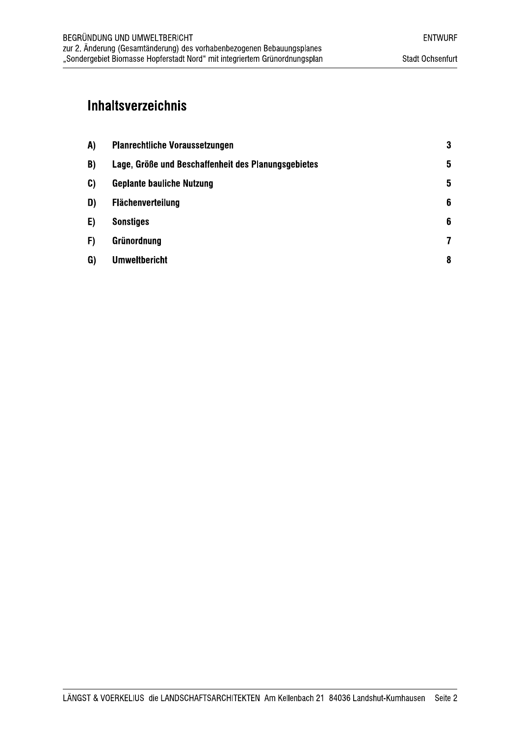# Inhaltsverzeichnis

| | | |
|---|---|---|
| **A)** | **Planrechtliche Voraussetzungen** | **3** |
| **B)** | **Lage, Größe und Beschaffenheit des Planungsgebietes** | **5** |
| **C)** | **Geplante bauliche Nutzung** | **5** |
| **D)** | **Flächenverteilung** | **6** |
| **E)** | **Sonstiges** | **6** |
| **F)** | **Grünordnung** | **7** |
| **G)** | **Umweltbericht** | **8** |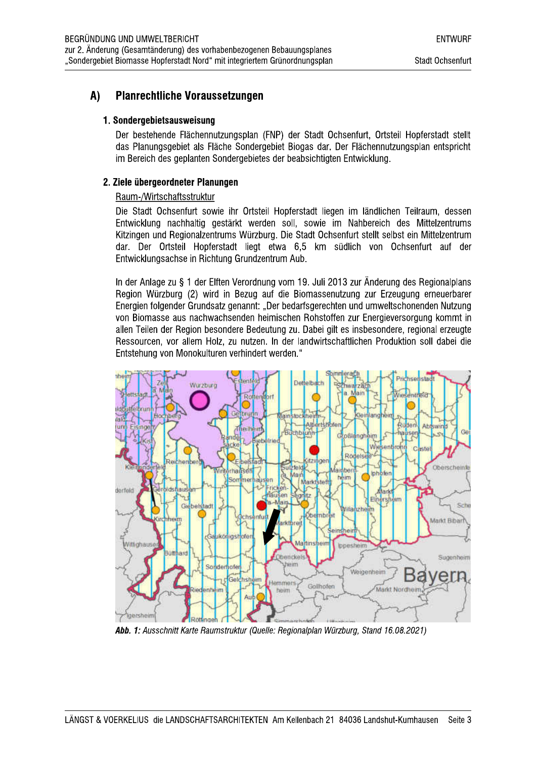## A) Planrechtliche Voraussetzungen

### 1. Sondergebietsausweisung

Der bestehende Flächennutzungsplan (FNP) der Stadt Ochsenfurt, Ortsteil Hopferstadt stellt das Planungsgebiet als Fläche Sondergebiet Biogas dar. Der Flächennutzungsplan entspricht im Bereich des geplanten Sondergebietes der beabsichtigten Entwicklung.

### 2. Ziele übergeordneter Planungen

Raum-/Wirtschaftsstruktur

Die Stadt Ochsenfurt sowie ihr Ortsteil Hopferstadt liegen im ländlichen Teilraum, dessen Entwicklung nachhaltig gestärkt werden soll, sowie im Nahbereich des Mittelzentrums Kitzingen und Regionalzentrums Würzburg. Die Stadt Ochsenfurt stellt selbst ein Mittelzentrum dar. Der Ortsteil Hopferstadt liegt etwa 6,5 km südlich von Ochsenfurt auf der Entwicklungsachse in Richtung Grundzentrum Aub.

In der Anlage zu § 1 der Elften Verordnung vom 19. Juli 2013 zur Änderung des Regionalplans Region Würzburg (2) wird in Bezug auf die Biomassenutzung zur Erzeugung erneuerbarer Energien folgender Grundsatz genannt: „Der bedarfsgerechten und umweltschonenden Nutzung von Biomasse aus nachwachsenden heimischen Rohstoffen zur Energieversorgung kommt in allen Teilen der Region besondere Bedeutung zu. Dabei gilt es insbesondere, regional erzeugte Ressourcen, vor allem Holz, zu nutzen. In der landwirtschaftlichen Produktion soll dabei die Entstehung von Monokulturen verhindert werden."

***Abb. 1:** Ausschnitt Karte Raumstruktur (Quelle: Regionalplan Würzburg, Stand 16.08.2021)*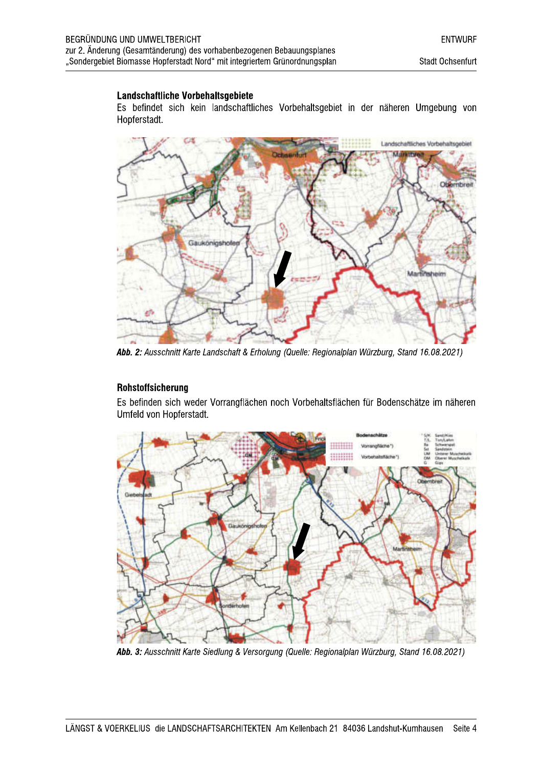### Landschaftliche Vorbehaltsgebiete

Es befindet sich kein landschaftliches Vorbehaltsgebiet in der näheren Umgebung von Hopferstadt.

***Abb. 2:*** *Ausschnitt Karte Landschaft & Erholung (Quelle: Regionalplan Würzburg, Stand 16.08.2021)*

### Rohstoffsicherung

Es befinden sich weder Vorrangflächen noch Vorbehaltsflächen für Bodenschätze im näheren Umfeld von Hopferstadt.

***Abb. 3:*** *Ausschnitt Karte Siedlung & Versorgung (Quelle: Regionalplan Würzburg, Stand 16.08.2021)*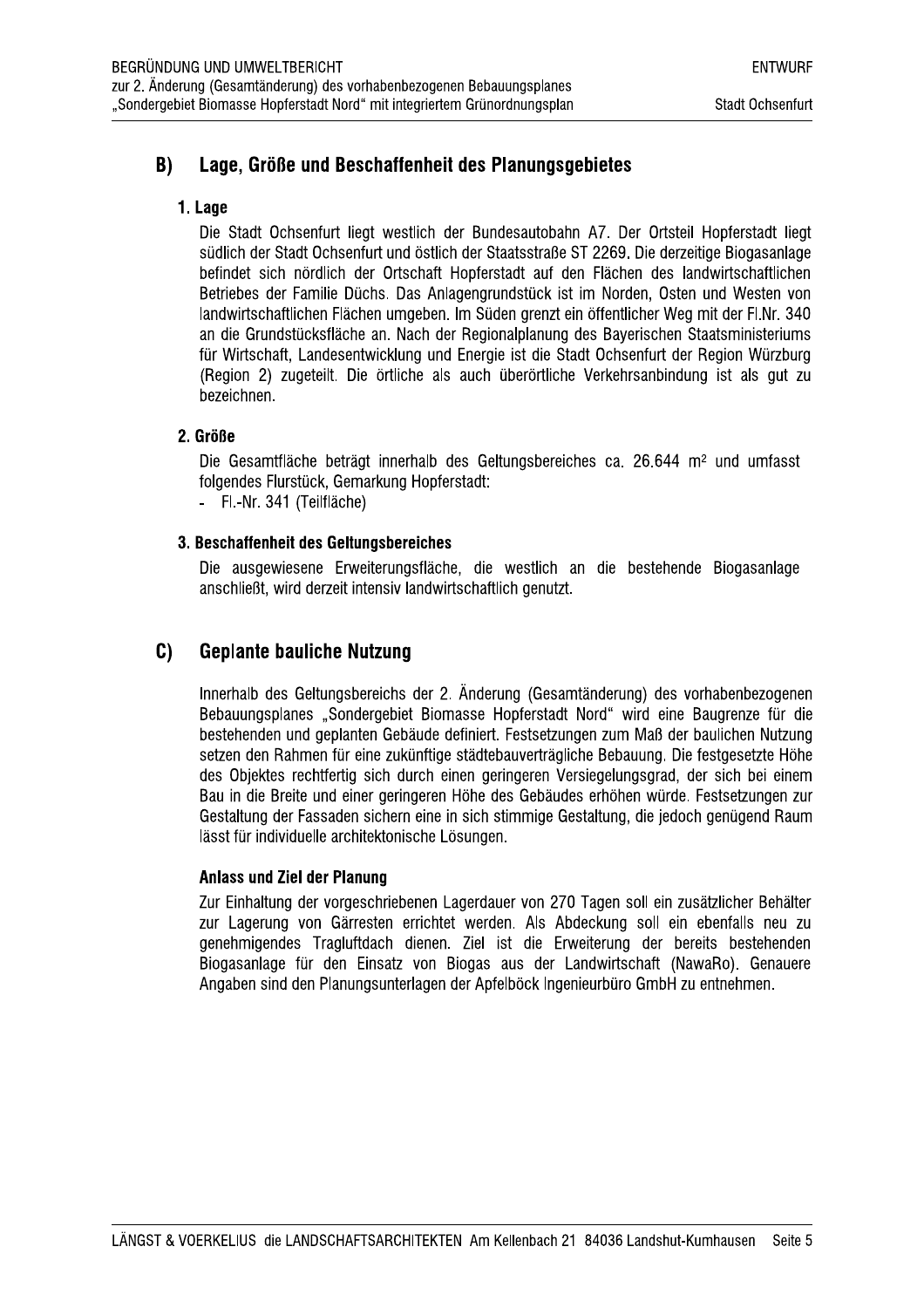## B) Lage, Größe und Beschaffenheit des Planungsgebietes

### 1. Lage

Die Stadt Ochsenfurt liegt westlich der Bundesautobahn A7. Der Ortsteil Hopferstadt liegt südlich der Stadt Ochsenfurt und östlich der Staatsstraße ST 2269. Die derzeitige Biogasanlage befindet sich nördlich der Ortschaft Hopferstadt auf den Flächen des landwirtschaftlichen Betriebes der Familie Düchs. Das Anlagengrundstück ist im Norden, Osten und Westen von landwirtschaftlichen Flächen umgeben. Im Süden grenzt ein öffentlicher Weg mit der Fl.Nr. 340 an die Grundstücksfläche an. Nach der Regionalplanung des Bayerischen Staatsministeriums für Wirtschaft, Landesentwicklung und Energie ist die Stadt Ochsenfurt der Region Würzburg (Region 2) zugeteilt. Die örtliche als auch überörtliche Verkehrsanbindung ist als gut zu bezeichnen.

### 2. Größe

Die Gesamtfläche beträgt innerhalb des Geltungsbereiches ca. 26.644 m² und umfasst folgendes Flurstück, Gemarkung Hopferstadt:

- Fl.-Nr. 341 (Teilfläche)

### 3. Beschaffenheit des Geltungsbereiches

Die ausgewiesene Erweiterungsfläche, die westlich an die bestehende Biogasanlage anschließt, wird derzeit intensiv landwirtschaftlich genutzt.

## C) Geplante bauliche Nutzung

Innerhalb des Geltungsbereichs der 2. Änderung (Gesamtänderung) des vorhabenbezogenen Bebauungsplanes „Sondergebiet Biomasse Hopferstadt Nord" wird eine Baugrenze für die bestehenden und geplanten Gebäude definiert. Festsetzungen zum Maß der baulichen Nutzung setzen den Rahmen für eine zukünftige städtebauverträgliche Bebauung. Die festgesetzte Höhe des Objektes rechtfertig sich durch einen geringeren Versiegelungsgrad, der sich bei einem Bau in die Breite und einer geringeren Höhe des Gebäudes erhöhen würde. Festsetzungen zur Gestaltung der Fassaden sichern eine in sich stimmige Gestaltung, die jedoch genügend Raum lässt für individuelle architektonische Lösungen.

### Anlass und Ziel der Planung

Zur Einhaltung der vorgeschriebenen Lagerdauer von 270 Tagen soll ein zusätzlicher Behälter zur Lagerung von Gärresten errichtet werden. Als Abdeckung soll ein ebenfalls neu zu genehmigendes Tragluftdach dienen. Ziel ist die Erweiterung der bereits bestehenden Biogasanlage für den Einsatz von Biogas aus der Landwirtschaft (NawaRo). Genauere Angaben sind den Planungsunterlagen der Apfelböck Ingenieurbüro GmbH zu entnehmen.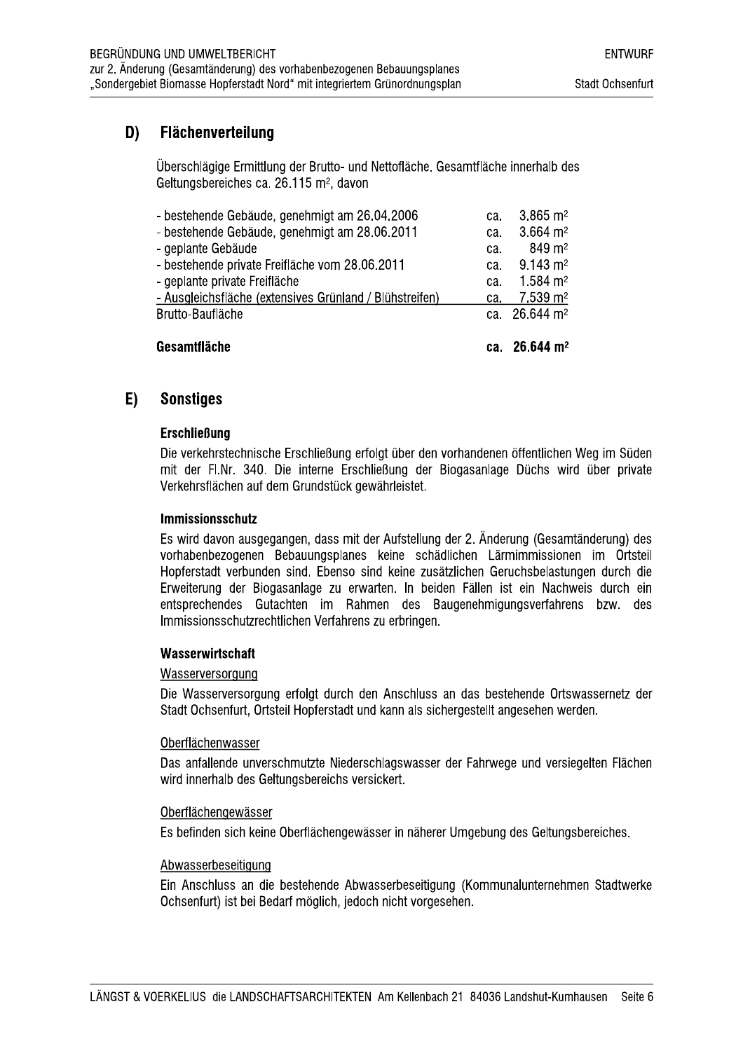## D) Flächenverteilung

Überschlägige Ermittlung der Brutto- und Nettofläche. Gesamtfläche innerhalb des Geltungsbereiches ca. 26.115 m², davon

| | | |
|---|---|---|
| - bestehende Gebäude, genehmigt am 26.04.2006 | ca. | 3.865 m² |
| - bestehende Gebäude, genehmigt am 28.06.2011 | ca. | 3.664 m² |
| - geplante Gebäude | ca. | 849 m² |
| - bestehende private Freifläche vom 28.06.2011 | ca. | 9.143 m² |
| - geplante private Freifläche | ca. | 1.584 m² |
| - Ausgleichsfläche (extensives Grünland / Blühstreifen) | ca. | 7.539 m² |
| Brutto-Baufläche | ca. | 26.644 m² |
| **Gesamtfläche** | **ca.** | **26.644 m²** |

## E) Sonstiges

### Erschließung

Die verkehrstechnische Erschließung erfolgt über den vorhandenen öffentlichen Weg im Süden mit der Fl.Nr. 340. Die interne Erschließung der Biogasanlage Düchs wird über private Verkehrsflächen auf dem Grundstück gewährleistet.

### Immissionsschutz

Es wird davon ausgegangen, dass mit der Aufstellung der 2. Änderung (Gesamtänderung) des vorhabenbezogenen Bebauungsplanes keine schädlichen Lärmimmissionen im Ortsteil Hopferstadt verbunden sind. Ebenso sind keine zusätzlichen Geruchsbelastungen durch die Erweiterung der Biogasanlage zu erwarten. In beiden Fällen ist ein Nachweis durch ein entsprechendes Gutachten im Rahmen des Baugenehmigungsverfahrens bzw. des Immissionsschutzrechtlichen Verfahrens zu erbringen.

### Wasserwirtschaft

Wasserversorgung

Die Wasserversorgung erfolgt durch den Anschluss an das bestehende Ortswassernetz der Stadt Ochsenfurt, Ortsteil Hopferstadt und kann als sichergestellt angesehen werden.

Oberflächenwasser

Das anfallende unverschmutzte Niederschlagswasser der Fahrwege und versiegelten Flächen wird innerhalb des Geltungsbereichs versickert.

Oberflächengewässer

Es befinden sich keine Oberflächengewässer in näherer Umgebung des Geltungsbereiches.

Abwasserbeseitigung

Ein Anschluss an die bestehende Abwasserbeseitigung (Kommunalunternehmen Stadtwerke Ochsenfurt) ist bei Bedarf möglich, jedoch nicht vorgesehen.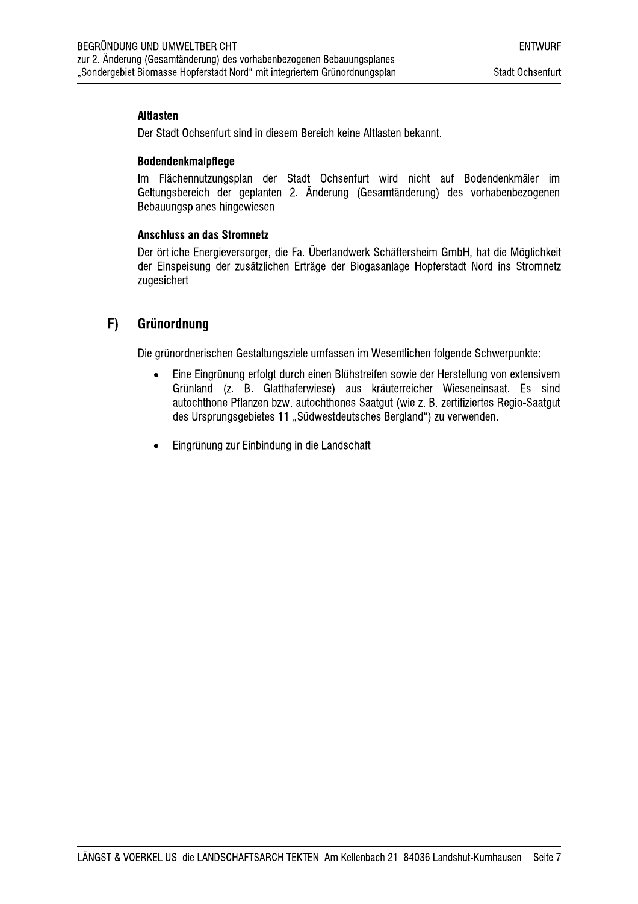### Altlasten

Der Stadt Ochsenfurt sind in diesem Bereich keine Altlasten bekannt.

### Bodendenkmalpflege

Im Flächennutzungsplan der Stadt Ochsenfurt wird nicht auf Bodendenkmäler im Geltungsbereich der geplanten 2. Änderung (Gesamtänderung) des vorhabenbezogenen Bebauungsplanes hingewiesen.

### Anschluss an das Stromnetz

Der örtliche Energieversorger, die Fa. Überlandwerk Schäftersheim GmbH, hat die Möglichkeit der Einspeisung der zusätzlichen Erträge der Biogasanlage Hopferstadt Nord ins Stromnetz zugesichert.

## F) Grünordnung

Die grünordnerischen Gestaltungsziele umfassen im Wesentlichen folgende Schwerpunkte:

- Eine Eingrünung erfolgt durch einen Blühstreifen sowie der Herstellung von extensivem Grünland (z. B. Glatthaferwiese) aus kräuterreicher Wieseneinsaat. Es sind autochthone Pflanzen bzw. autochthones Saatgut (wie z. B. zertifiziertes Regio-Saatgut des Ursprungsgebietes 11 „Südwestdeutsches Bergland“) zu verwenden.

- Eingrünung zur Einbindung in die Landschaft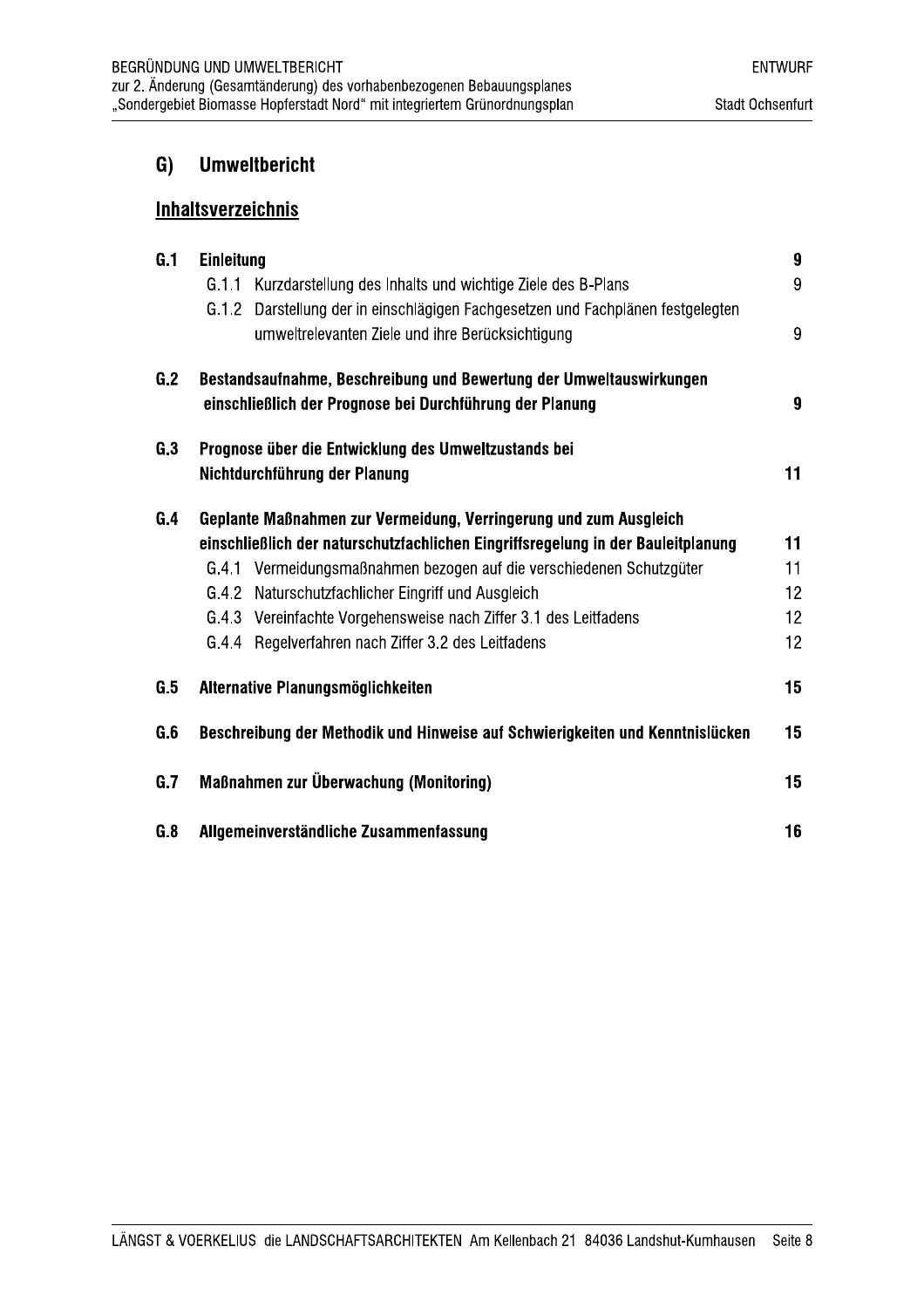# G) Umweltbericht

## Inhaltsverzeichnis

| | | |
|---|---|---|
| **G.1** | **Einleitung** | **9** |
| | G.1.1 Kurzdarstellung des Inhalts und wichtige Ziele des B-Plans | 9 |
| | G.1.2 Darstellung der in einschlägigen Fachgesetzen und Fachplänen festgelegten umweltrelevanten Ziele und ihre Berücksichtigung | 9 |
| **G.2** | **Bestandsaufnahme, Beschreibung und Bewertung der Umweltauswirkungen einschließlich der Prognose bei Durchführung der Planung** | **9** |
| **G.3** | **Prognose über die Entwicklung des Umweltzustands bei Nichtdurchführung der Planung** | **11** |
| **G.4** | **Geplante Maßnahmen zur Vermeidung, Verringerung und zum Ausgleich einschließlich der naturschutzfachlichen Eingriffsregelung in der Bauleitplanung** | **11** |
| | G.4.1 Vermeidungsmaßnahmen bezogen auf die verschiedenen Schutzgüter | 11 |
| | G.4.2 Naturschutzfachlicher Eingriff und Ausgleich | 12 |
| | G.4.3 Vereinfachte Vorgehensweise nach Ziffer 3.1 des Leitfadens | 12 |
| | G.4.4 Regelverfahren nach Ziffer 3.2 des Leitfadens | 12 |
| **G.5** | **Alternative Planungsmöglichkeiten** | **15** |
| **G.6** | **Beschreibung der Methodik und Hinweise auf Schwierigkeiten und Kenntnislücken** | **15** |
| **G.7** | **Maßnahmen zur Überwachung (Monitoring)** | **15** |
| **G.8** | **Allgemeinverständliche Zusammenfassung** | **16** |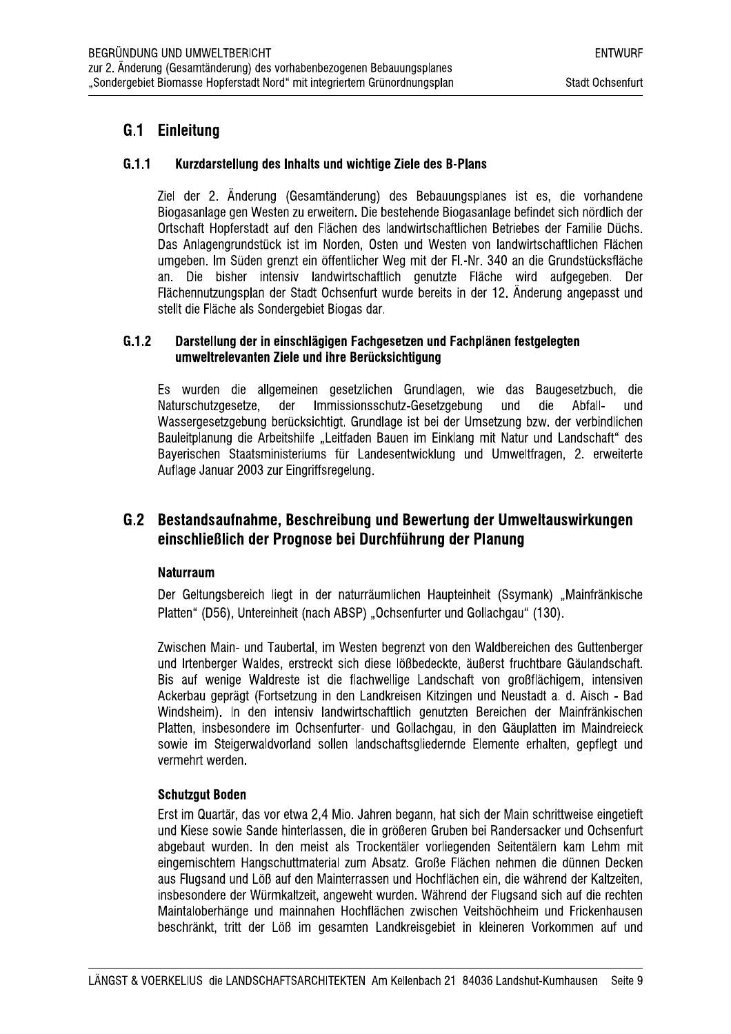## G.1 Einleitung

### G.1.1 Kurzdarstellung des Inhalts und wichtige Ziele des B-Plans

Ziel der 2. Änderung (Gesamtänderung) des Bebauungsplanes ist es, die vorhandene Biogasanlage gen Westen zu erweitern. Die bestehende Biogasanlage befindet sich nördlich der Ortschaft Hopferstadt auf den Flächen des landwirtschaftlichen Betriebes der Familie Düchs. Das Anlagengrundstück ist im Norden, Osten und Westen von landwirtschaftlichen Flächen umgeben. Im Süden grenzt ein öffentlicher Weg mit der Fl.-Nr. 340 an die Grundstücksfläche an. Die bisher intensiv landwirtschaftlich genutzte Fläche wird aufgegeben. Der Flächennutzungsplan der Stadt Ochsenfurt wurde bereits in der 12. Änderung angepasst und stellt die Fläche als Sondergebiet Biogas dar.

### G.1.2 Darstellung der in einschlägigen Fachgesetzen und Fachplänen festgelegten umweltrelevanten Ziele und ihre Berücksichtigung

Es wurden die allgemeinen gesetzlichen Grundlagen, wie das Baugesetzbuch, die Naturschutzgesetze, der Immissionsschutz-Gesetzgebung und die Abfall- und Wassergesetzgebung berücksichtigt. Grundlage ist bei der Umsetzung bzw. der verbindlichen Bauleitplanung die Arbeitshilfe „Leitfaden Bauen im Einklang mit Natur und Landschaft" des Bayerischen Staatsministeriums für Landesentwicklung und Umweltfragen, 2. erweiterte Auflage Januar 2003 zur Eingriffsregelung.

## G.2 Bestandsaufnahme, Beschreibung und Bewertung der Umweltauswirkungen einschließlich der Prognose bei Durchführung der Planung

**Naturraum**

Der Geltungsbereich liegt in der naturräumlichen Haupteinheit (Ssymank) „Mainfränkische Platten" (D56), Untereinheit (nach ABSP) „Ochsenfurter und Gollachgau" (130).

Zwischen Main- und Taubertal, im Westen begrenzt von den Waldbereichen des Guttenberger und Irtenberger Waldes, erstreckt sich diese lößbedeckte, äußerst fruchtbare Gäulandschaft. Bis auf wenige Waldreste ist die flachwellige Landschaft von großflächigem, intensiven Ackerbau geprägt (Fortsetzung in den Landkreisen Kitzingen und Neustadt a. d. Aisch - Bad Windsheim). In den intensiv landwirtschaftlich genutzten Bereichen der Mainfränkischen Platten, insbesondere im Ochsenfurter- und Gollachgau, in den Gäuplatten im Maindreieck sowie im Steigerwaldvorland sollen landschaftsgliedernde Elemente erhalten, gepflegt und vermehrt werden.

**Schutzgut Boden**

Erst im Quartär, das vor etwa 2,4 Mio. Jahren begann, hat sich der Main schrittweise eingetieft und Kiese sowie Sande hinterlassen, die in größeren Gruben bei Randersacker und Ochsenfurt abgebaut wurden. In den meist als Trockentäler vorliegenden Seitentälern kam Lehm mit eingemischtem Hangschuttmaterial zum Absatz. Große Flächen nehmen die dünnen Decken aus Flugsand und Löß auf den Mainterrassen und Hochflächen ein, die während der Kaltzeiten, insbesondere der Würmkaltzeit, angeweht wurden. Während der Flugsand sich auf die rechten Maintaloberhänge und mainnahen Hochflächen zwischen Veitshöchheim und Frickenhausen beschränkt, tritt der Löß im gesamten Landkreisgebiet in kleineren Vorkommen auf und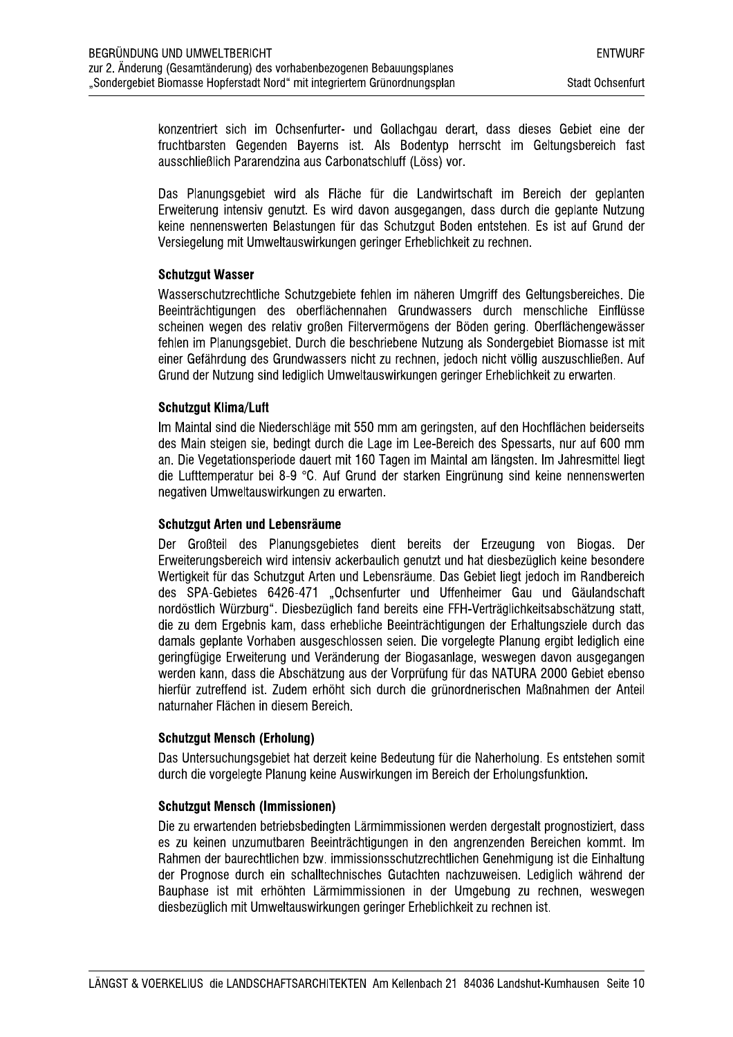konzentriert sich im Ochsenfurter- und Gollachgau derart, dass dieses Gebiet eine der fruchtbarsten Gegenden Bayerns ist. Als Bodentyp herrscht im Geltungsbereich fast ausschließlich Pararendzina aus Carbonatschluff (Löss) vor.

Das Planungsgebiet wird als Fläche für die Landwirtschaft im Bereich der geplanten Erweiterung intensiv genutzt. Es wird davon ausgegangen, dass durch die geplante Nutzung keine nennenswerten Belastungen für das Schutzgut Boden entstehen. Es ist auf Grund der Versiegelung mit Umweltauswirkungen geringer Erheblichkeit zu rechnen.

**Schutzgut Wasser**

Wasserschutzrechtliche Schutzgebiete fehlen im näheren Umgriff des Geltungsbereiches. Die Beeinträchtigungen des oberflächennahen Grundwassers durch menschliche Einflüsse scheinen wegen des relativ großen Filtervermögens der Böden gering. Oberflächengewässer fehlen im Planungsgebiet. Durch die beschriebene Nutzung als Sondergebiet Biomasse ist mit einer Gefährdung des Grundwassers nicht zu rechnen, jedoch nicht völlig auszuschließen. Auf Grund der Nutzung sind lediglich Umweltauswirkungen geringer Erheblichkeit zu erwarten.

**Schutzgut Klima/Luft**

Im Maintal sind die Niederschläge mit 550 mm am geringsten, auf den Hochflächen beiderseits des Main steigen sie, bedingt durch die Lage im Lee-Bereich des Spessarts, nur auf 600 mm an. Die Vegetationsperiode dauert mit 160 Tagen im Maintal am längsten. Im Jahresmittel liegt die Lufttemperatur bei 8-9 °C. Auf Grund der starken Eingrünung sind keine nennenswerten negativen Umweltauswirkungen zu erwarten.

**Schutzgut Arten und Lebensräume**

Der Großteil des Planungsgebietes dient bereits der Erzeugung von Biogas. Der Erweiterungsbereich wird intensiv ackerbaulich genutzt und hat diesbezüglich keine besondere Wertigkeit für das Schutzgut Arten und Lebensräume. Das Gebiet liegt jedoch im Randbereich des SPA-Gebietes 6426-471 „Ochsenfurter und Uffenheimer Gau und Gäulandschaft nordöstlich Würzburg". Diesbezüglich fand bereits eine FFH-Verträglichkeitsabschätzung statt, die zu dem Ergebnis kam, dass erhebliche Beeinträchtigungen der Erhaltungsziele durch das damals geplante Vorhaben ausgeschlossen seien. Die vorgelegte Planung ergibt lediglich eine geringfügige Erweiterung und Veränderung der Biogasanlage, weswegen davon ausgegangen werden kann, dass die Abschätzung aus der Vorprüfung für das NATURA 2000 Gebiet ebenso hierfür zutreffend ist. Zudem erhöht sich durch die grünordnerischen Maßnahmen der Anteil naturnaher Flächen in diesem Bereich.

**Schutzgut Mensch (Erholung)**

Das Untersuchungsgebiet hat derzeit keine Bedeutung für die Naherholung. Es entstehen somit durch die vorgelegte Planung keine Auswirkungen im Bereich der Erholungsfunktion.

**Schutzgut Mensch (Immissionen)**

Die zu erwartenden betriebsbedingten Lärmimmissionen werden dergestalt prognostiziert, dass es zu keinen unzumutbaren Beeinträchtigungen in den angrenzenden Bereichen kommt. Im Rahmen der baurechtlichen bzw. immissionsschutzrechtlichen Genehmigung ist die Einhaltung der Prognose durch ein schalltechnisches Gutachten nachzuweisen. Lediglich während der Bauphase ist mit erhöhten Lärmimmissionen in der Umgebung zu rechnen, weswegen diesbezüglich mit Umweltauswirkungen geringer Erheblichkeit zu rechnen ist.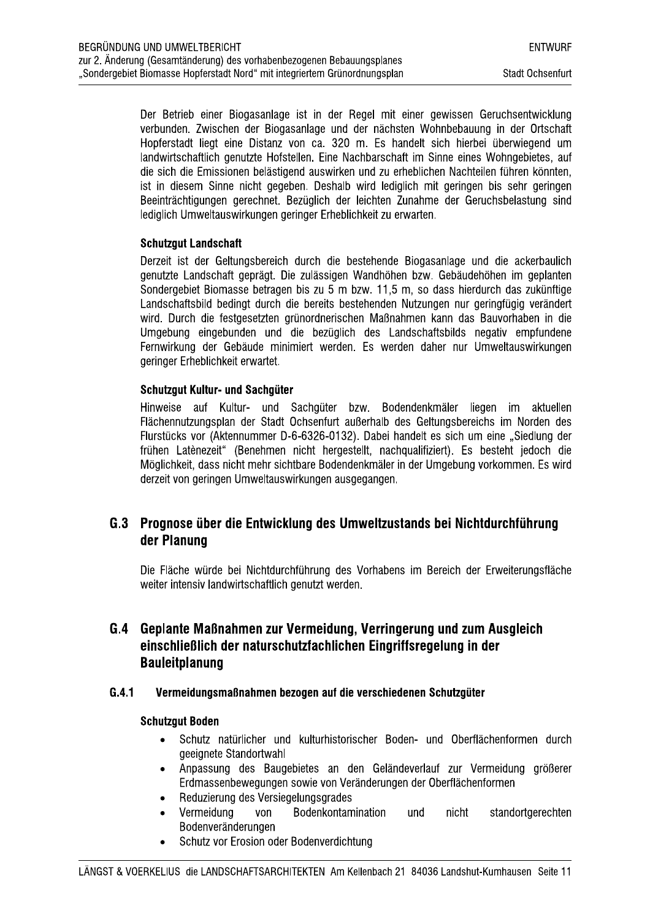Der Betrieb einer Biogasanlage ist in der Regel mit einer gewissen Geruchsentwicklung verbunden. Zwischen der Biogasanlage und der nächsten Wohnbebauung in der Ortschaft Hopferstadt liegt eine Distanz von ca. 320 m. Es handelt sich hierbei überwiegend um landwirtschaftlich genutzte Hofstellen. Eine Nachbarschaft im Sinne eines Wohngebietes, auf die sich die Emissionen belästigend auswirken und zu erheblichen Nachteilen führen könnten, ist in diesem Sinne nicht gegeben. Deshalb wird lediglich mit geringen bis sehr geringen Beeinträchtigungen gerechnet. Bezüglich der leichten Zunahme der Geruchsbelastung sind lediglich Umweltauswirkungen geringer Erheblichkeit zu erwarten.

**Schutzgut Landschaft**

Derzeit ist der Geltungsbereich durch die bestehende Biogasanlage und die ackerbaulich genutzte Landschaft geprägt. Die zulässigen Wandhöhen bzw. Gebäudehöhen im geplanten Sondergebiet Biomasse betragen bis zu 5 m bzw. 11,5 m, so dass hierdurch das zukünftige Landschaftsbild bedingt durch die bereits bestehenden Nutzungen nur geringfügig verändert wird. Durch die festgesetzten grünordnerischen Maßnahmen kann das Bauvorhaben in die Umgebung eingebunden und die bezüglich des Landschaftsbilds negativ empfundene Fernwirkung der Gebäude minimiert werden. Es werden daher nur Umweltauswirkungen geringer Erheblichkeit erwartet.

**Schutzgut Kultur- und Sachgüter**

Hinweise auf Kultur- und Sachgüter bzw. Bodendenkmäler liegen im aktuellen Flächennutzungsplan der Stadt Ochsenfurt außerhalb des Geltungsbereichs im Norden des Flurstücks vor (Aktennummer D-6-6326-0132). Dabei handelt es sich um eine „Siedlung der frühen Latènezeit" (Benehmen nicht hergestellt, nachqualifiziert). Es besteht jedoch die Möglichkeit, dass nicht mehr sichtbare Bodendenkmäler in der Umgebung vorkommen. Es wird derzeit von geringen Umweltauswirkungen ausgegangen.

## G.3 Prognose über die Entwicklung des Umweltzustands bei Nichtdurchführung der Planung

Die Fläche würde bei Nichtdurchführung des Vorhabens im Bereich der Erweiterungsfläche weiter intensiv landwirtschaftlich genutzt werden.

## G.4 Geplante Maßnahmen zur Vermeidung, Verringerung und zum Ausgleich einschließlich der naturschutzfachlichen Eingriffsregelung in der Bauleitplanung

### G.4.1 Vermeidungsmaßnahmen bezogen auf die verschiedenen Schutzgüter

**Schutzgut Boden**

- Schutz natürlicher und kulturhistorischer Boden- und Oberflächenformen durch geeignete Standortwahl
- Anpassung des Baugebietes an den Geländeverlauf zur Vermeidung größerer Erdmassenbewegungen sowie von Veränderungen der Oberflächenformen
- Reduzierung des Versiegelungsgrades
- Vermeidung von Bodenkontamination und nicht standortgerechten Bodenveränderungen
- Schutz vor Erosion oder Bodenverdichtung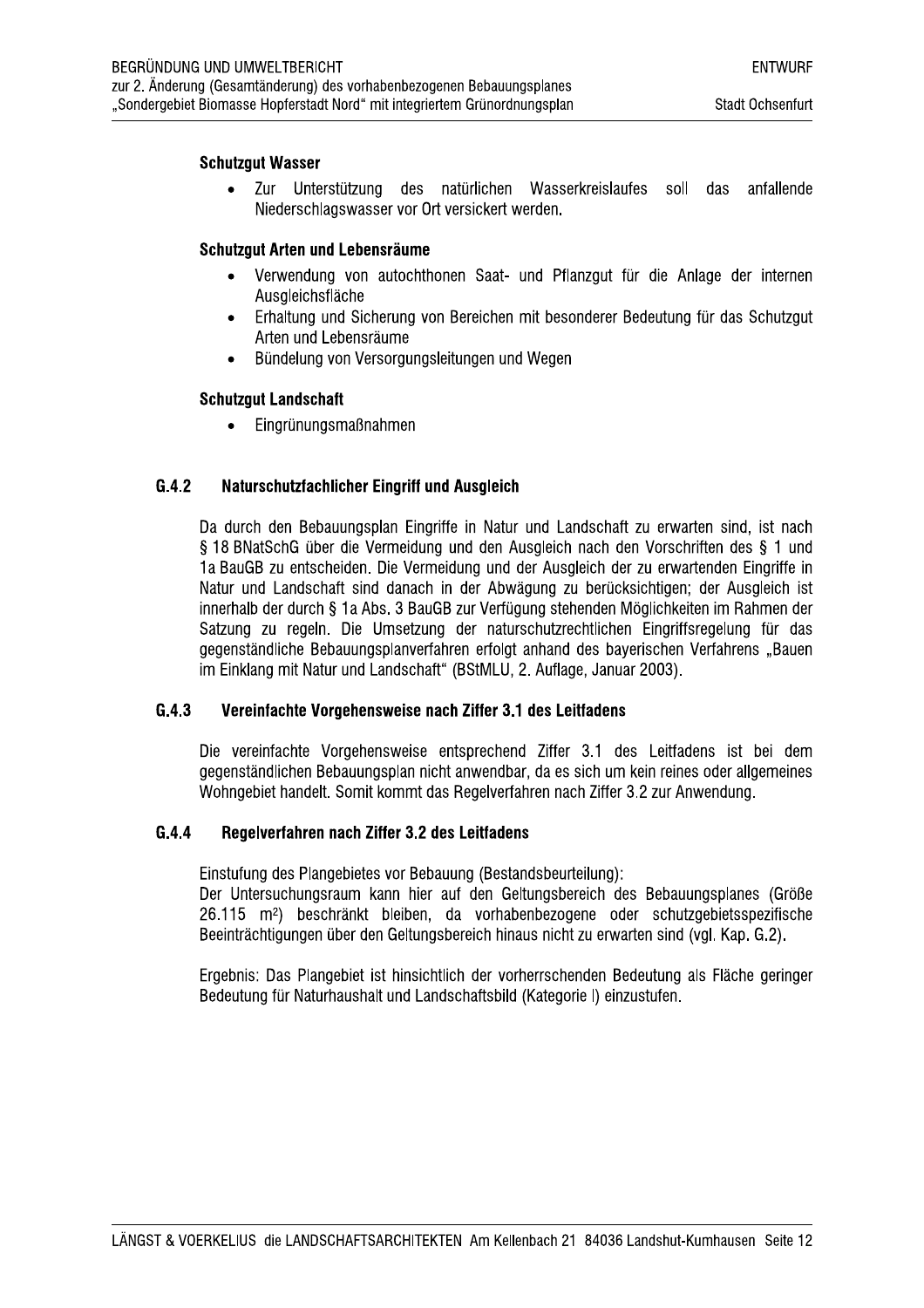**Schutzgut Wasser**

- Zur Unterstützung des natürlichen Wasserkreislaufes soll das anfallende Niederschlagswasser vor Ort versickert werden.

**Schutzgut Arten und Lebensräume**

- Verwendung von autochthonen Saat- und Pflanzgut für die Anlage der internen Ausgleichsfläche
- Erhaltung und Sicherung von Bereichen mit besonderer Bedeutung für das Schutzgut Arten und Lebensräume
- Bündelung von Versorgungsleitungen und Wegen

**Schutzgut Landschaft**

- Eingrünungsmaßnahmen

### G.4.2 Naturschutzfachlicher Eingriff und Ausgleich

Da durch den Bebauungsplan Eingriffe in Natur und Landschaft zu erwarten sind, ist nach § 18 BNatSchG über die Vermeidung und den Ausgleich nach den Vorschriften des § 1 und 1a BauGB zu entscheiden. Die Vermeidung und der Ausgleich der zu erwartenden Eingriffe in Natur und Landschaft sind danach in der Abwägung zu berücksichtigen; der Ausgleich ist innerhalb der durch § 1a Abs. 3 BauGB zur Verfügung stehenden Möglichkeiten im Rahmen der Satzung zu regeln. Die Umsetzung der naturschutzrechtlichen Eingriffsregelung für das gegenständliche Bebauungsplanverfahren erfolgt anhand des bayerischen Verfahrens „Bauen im Einklang mit Natur und Landschaft“ (BStMLU, 2. Auflage, Januar 2003).

### G.4.3 Vereinfachte Vorgehensweise nach Ziffer 3.1 des Leitfadens

Die vereinfachte Vorgehensweise entsprechend Ziffer 3.1 des Leitfadens ist bei dem gegenständlichen Bebauungsplan nicht anwendbar, da es sich um kein reines oder allgemeines Wohngebiet handelt. Somit kommt das Regelverfahren nach Ziffer 3.2 zur Anwendung.

### G.4.4 Regelverfahren nach Ziffer 3.2 des Leitfadens

Einstufung des Plangebietes vor Bebauung (Bestandsbeurteilung):
Der Untersuchungsraum kann hier auf den Geltungsbereich des Bebauungsplanes (Größe 26.115 m²) beschränkt bleiben, da vorhabenbezogene oder schutzgebietsspezifische Beeinträchtigungen über den Geltungsbereich hinaus nicht zu erwarten sind (vgl. Kap. G.2).

Ergebnis: Das Plangebiet ist hinsichtlich der vorherrschenden Bedeutung als Fläche geringer Bedeutung für Naturhaushalt und Landschaftsbild (Kategorie I) einzustufen.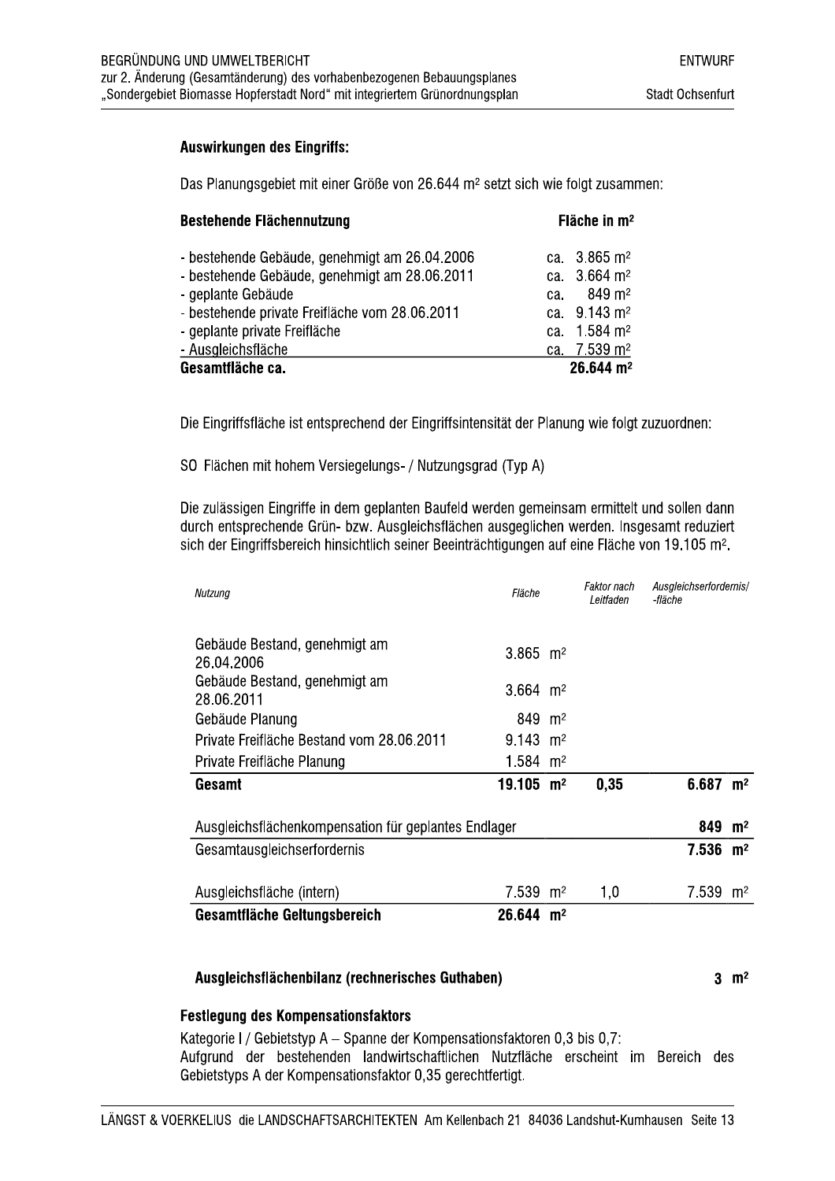**Auswirkungen des Eingriffs:**

Das Planungsgebiet mit einer Größe von 26.644 m² setzt sich wie folgt zusammen:

| Bestehende Flächennutzung | Fläche in m² |
|---|---|
| - bestehende Gebäude, genehmigt am 26.04.2006 | ca. 3.865 m² |
| - bestehende Gebäude, genehmigt am 28.06.2011 | ca. 3.664 m² |
| - geplante Gebäude | ca. 849 m² |
| - bestehende private Freifläche vom 28.06.2011 | ca. 9.143 m² |
| - geplante private Freifläche | ca. 1.584 m² |
| - Ausgleichsfläche | ca. 7.539 m² |
| **Gesamtfläche ca.** | **26.644 m²** |

Die Eingriffsfläche ist entsprechend der Eingriffsintensität der Planung wie folgt zuzuordnen:

SO Flächen mit hohem Versiegelungs- / Nutzungsgrad (Typ A)

Die zulässigen Eingriffe in dem geplanten Baufeld werden gemeinsam ermittelt und sollen dann durch entsprechende Grün- bzw. Ausgleichsflächen ausgeglichen werden. Insgesamt reduziert sich der Eingriffsbereich hinsichtlich seiner Beeinträchtigungen auf eine Fläche von 19.105 m².

| *Nutzung* | *Fläche* | *Faktor nach Leitfaden* | *Ausgleichserfordernis/ -fläche* |
|---|---|---|---|
| Gebäude Bestand, genehmigt am 26.04.2006 | 3.865 m² | | |
| Gebäude Bestand, genehmigt am 28.06.2011 | 3.664 m² | | |
| Gebäude Planung | 849 m² | | |
| Private Freifläche Bestand vom 28.06.2011 | 9.143 m² | | |
| Private Freifläche Planung | 1.584 m² | | |
| **Gesamt** | **19.105 m²** | **0,35** | **6.687 m²** |
| Ausgleichsflächenkompensation für geplantes Endlager | | | **849 m²** |
| Gesamtausgleichserfordernis | | | **7.536 m²** |
| Ausgleichsfläche (intern) | 7.539 m² | 1,0 | 7.539 m² |
| **Gesamtfläche Geltungsbereich** | **26.644 m²** | | |

**Ausgleichsflächenbilanz (rechnerisches Guthaben)** **3 m²**

**Festlegung des Kompensationsfaktors**

Kategorie I / Gebietstyp A – Spanne der Kompensationsfaktoren 0,3 bis 0,7:
Aufgrund der bestehenden landwirtschaftlichen Nutzfläche erscheint im Bereich des Gebietstyps A der Kompensationsfaktor 0,35 gerechtfertigt.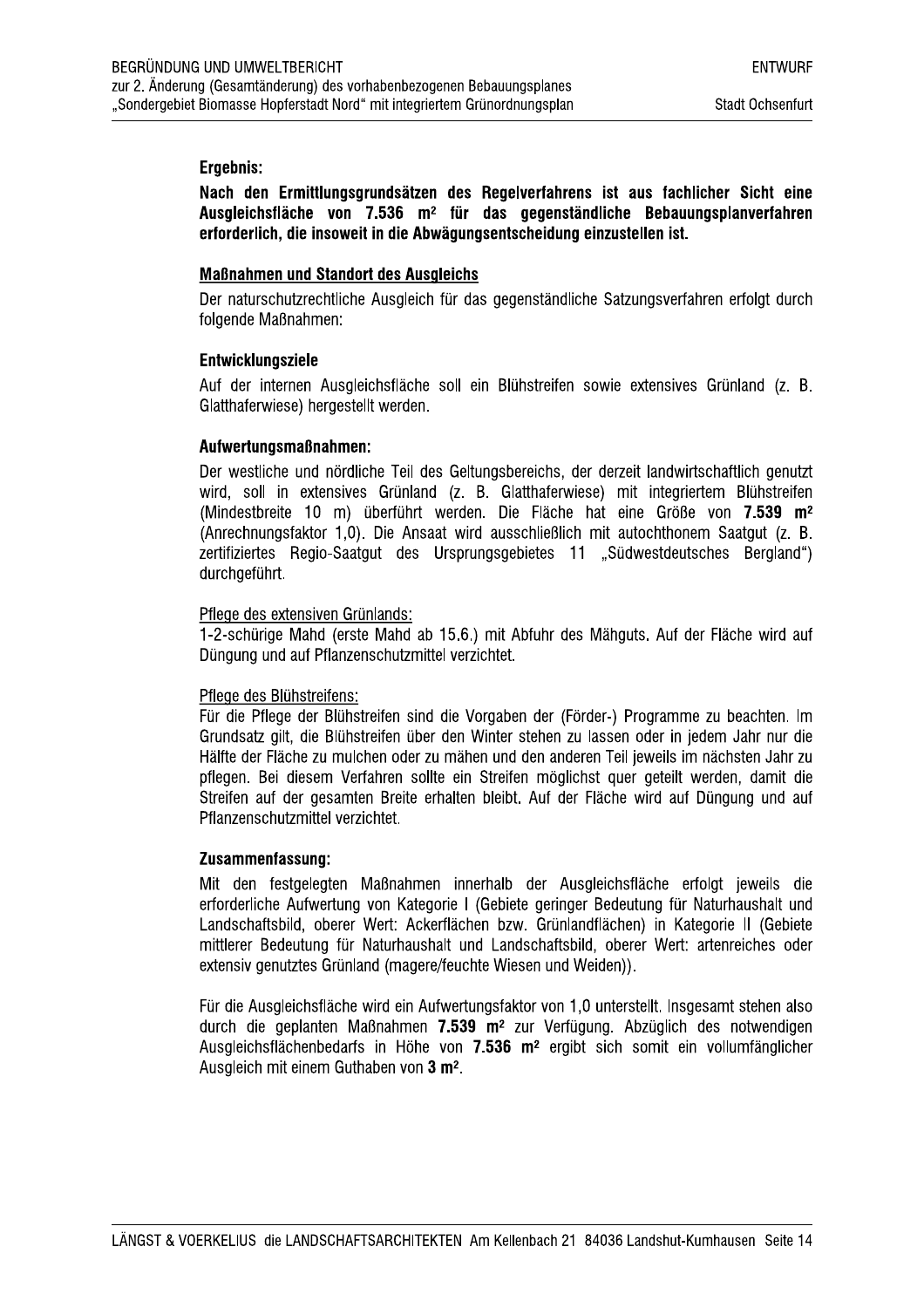**Ergebnis:**

**Nach den Ermittlungsgrundsätzen des Regelverfahrens ist aus fachlicher Sicht eine Ausgleichsfläche von 7.536 m² für das gegenständliche Bebauungsplanverfahren erforderlich, die insoweit in die Abwägungsentscheidung einzustellen ist.**

**Maßnahmen und Standort des Ausgleichs**

Der naturschutzrechtliche Ausgleich für das gegenständliche Satzungsverfahren erfolgt durch folgende Maßnahmen:

**Entwicklungsziele**

Auf der internen Ausgleichsfläche soll ein Blühstreifen sowie extensives Grünland (z. B. Glatthaferwiese) hergestellt werden.

**Aufwertungsmaßnahmen:**

Der westliche und nördliche Teil des Geltungsbereichs, der derzeit landwirtschaftlich genutzt wird, soll in extensives Grünland (z. B. Glatthaferwiese) mit integriertem Blühstreifen (Mindestbreite 10 m) überführt werden. Die Fläche hat eine Größe von **7.539 m²** (Anrechnungsfaktor 1,0). Die Ansaat wird ausschließlich mit autochthonem Saatgut (z. B. zertifiziertes Regio-Saatgut des Ursprungsgebietes 11 „Südwestdeutsches Bergland") durchgeführt.

Pflege des extensiven Grünlands:

1-2-schürige Mahd (erste Mahd ab 15.6.) mit Abfuhr des Mähguts. Auf der Fläche wird auf Düngung und auf Pflanzenschutzmittel verzichtet.

Pflege des Blühstreifens:

Für die Pflege der Blühstreifen sind die Vorgaben der (Förder-) Programme zu beachten. Im Grundsatz gilt, die Blühstreifen über den Winter stehen zu lassen oder in jedem Jahr nur die Hälfte der Fläche zu mulchen oder zu mähen und den anderen Teil jeweils im nächsten Jahr zu pflegen. Bei diesem Verfahren sollte ein Streifen möglichst quer geteilt werden, damit die Streifen auf der gesamten Breite erhalten bleibt. Auf der Fläche wird auf Düngung und auf Pflanzenschutzmittel verzichtet.

**Zusammenfassung:**

Mit den festgelegten Maßnahmen innerhalb der Ausgleichsfläche erfolgt jeweils die erforderliche Aufwertung von Kategorie I (Gebiete geringer Bedeutung für Naturhaushalt und Landschaftsbild, oberer Wert: Ackerflächen bzw. Grünlandflächen) in Kategorie II (Gebiete mittlerer Bedeutung für Naturhaushalt und Landschaftsbild, oberer Wert: artenreiches oder extensiv genutztes Grünland (magere/feuchte Wiesen und Weiden)).

Für die Ausgleichsfläche wird ein Aufwertungsfaktor von 1,0 unterstellt. Insgesamt stehen also durch die geplanten Maßnahmen **7.539 m²** zur Verfügung. Abzüglich des notwendigen Ausgleichsflächenbedarfs in Höhe von **7.536 m²** ergibt sich somit ein vollumfänglicher Ausgleich mit einem Guthaben von **3 m²**.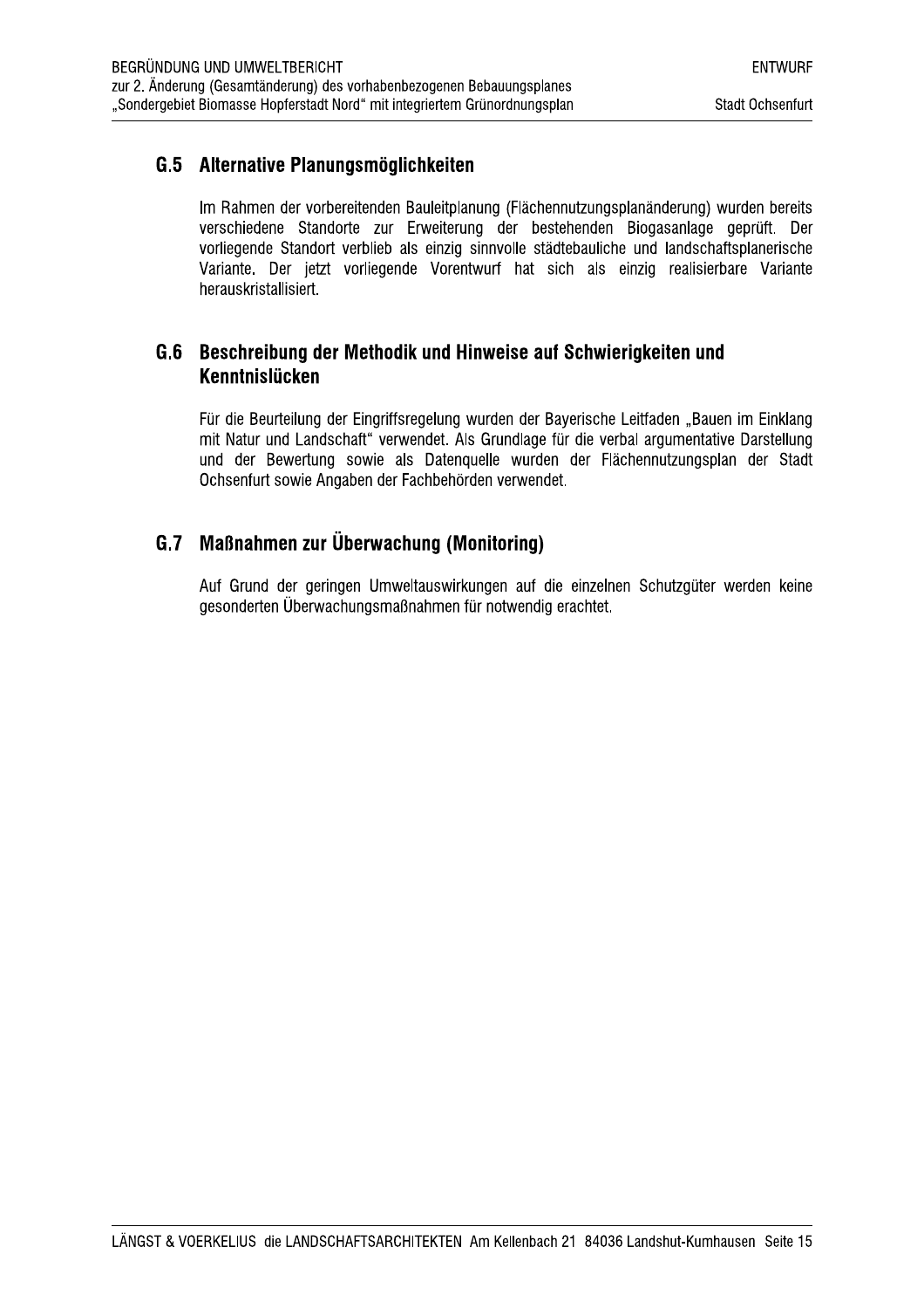## G.5 Alternative Planungsmöglichkeiten

Im Rahmen der vorbereitenden Bauleitplanung (Flächennutzungsplanänderung) wurden bereits verschiedene Standorte zur Erweiterung der bestehenden Biogasanlage geprüft. Der vorliegende Standort verblieb als einzig sinnvolle städtebauliche und landschaftsplanerische Variante. Der jetzt vorliegende Vorentwurf hat sich als einzig realisierbare Variante herauskristallisiert.

## G.6 Beschreibung der Methodik und Hinweise auf Schwierigkeiten und Kenntnislücken

Für die Beurteilung der Eingriffsregelung wurden der Bayerische Leitfaden „Bauen im Einklang mit Natur und Landschaft" verwendet. Als Grundlage für die verbal argumentative Darstellung und der Bewertung sowie als Datenquelle wurden der Flächennutzungsplan der Stadt Ochsenfurt sowie Angaben der Fachbehörden verwendet.

## G.7 Maßnahmen zur Überwachung (Monitoring)

Auf Grund der geringen Umweltauswirkungen auf die einzelnen Schutzgüter werden keine gesonderten Überwachungsmaßnahmen für notwendig erachtet.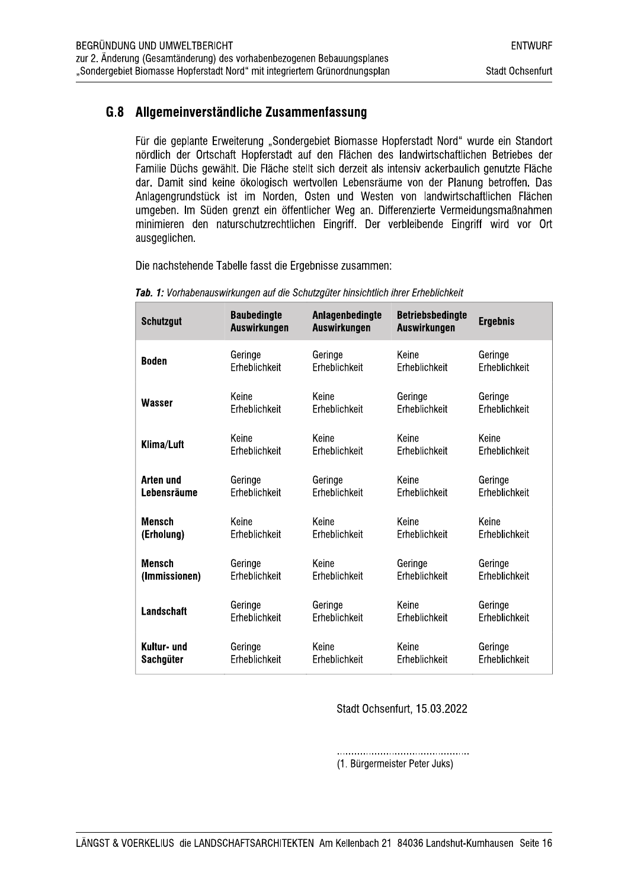## G.8 Allgemeinverständliche Zusammenfassung

Für die geplante Erweiterung „Sondergebiet Biomasse Hopferstadt Nord" wurde ein Standort nördlich der Ortschaft Hopferstadt auf den Flächen des landwirtschaftlichen Betriebes der Familie Düchs gewählt. Die Fläche stellt sich derzeit als intensiv ackerbaulich genutzte Fläche dar. Damit sind keine ökologisch wertvollen Lebensräume von der Planung betroffen. Das Anlagengrundstück ist im Norden, Osten und Westen von landwirtschaftlichen Flächen umgeben. Im Süden grenzt ein öffentlicher Weg an. Differenzierte Vermeidungsmaßnahmen minimieren den naturschutzrechtlichen Eingriff. Der verbleibende Eingriff wird vor Ort ausgeglichen.

Die nachstehende Tabelle fasst die Ergebnisse zusammen:

***Tab. 1:*** *Vorhabenauswirkungen auf die Schutzgüter hinsichtlich ihrer Erheblichkeit*

| Schutzgut | Baubedingte Auswirkungen | Anlagenbedingte Auswirkungen | Betriebsbedingte Auswirkungen | Ergebnis |
|---|---|---|---|---|
| **Boden** | Geringe Erheblichkeit | Geringe Erheblichkeit | Keine Erheblichkeit | Geringe Erheblichkeit |
| **Wasser** | Keine Erheblichkeit | Keine Erheblichkeit | Geringe Erheblichkeit | Geringe Erheblichkeit |
| **Klima/Luft** | Keine Erheblichkeit | Keine Erheblichkeit | Keine Erheblichkeit | Keine Erheblichkeit |
| **Arten und Lebensräume** | Geringe Erheblichkeit | Geringe Erheblichkeit | Keine Erheblichkeit | Geringe Erheblichkeit |
| **Mensch (Erholung)** | Keine Erheblichkeit | Keine Erheblichkeit | Keine Erheblichkeit | Keine Erheblichkeit |
| **Mensch (Immissionen)** | Geringe Erheblichkeit | Keine Erheblichkeit | Geringe Erheblichkeit | Geringe Erheblichkeit |
| **Landschaft** | Geringe Erheblichkeit | Geringe Erheblichkeit | Keine Erheblichkeit | Geringe Erheblichkeit |
| **Kultur- und Sachgüter** | Geringe Erheblichkeit | Keine Erheblichkeit | Keine Erheblichkeit | Geringe Erheblichkeit |

Stadt Ochsenfurt, 15.03.2022

..............................................

(1. Bürgermeister Peter Juks)